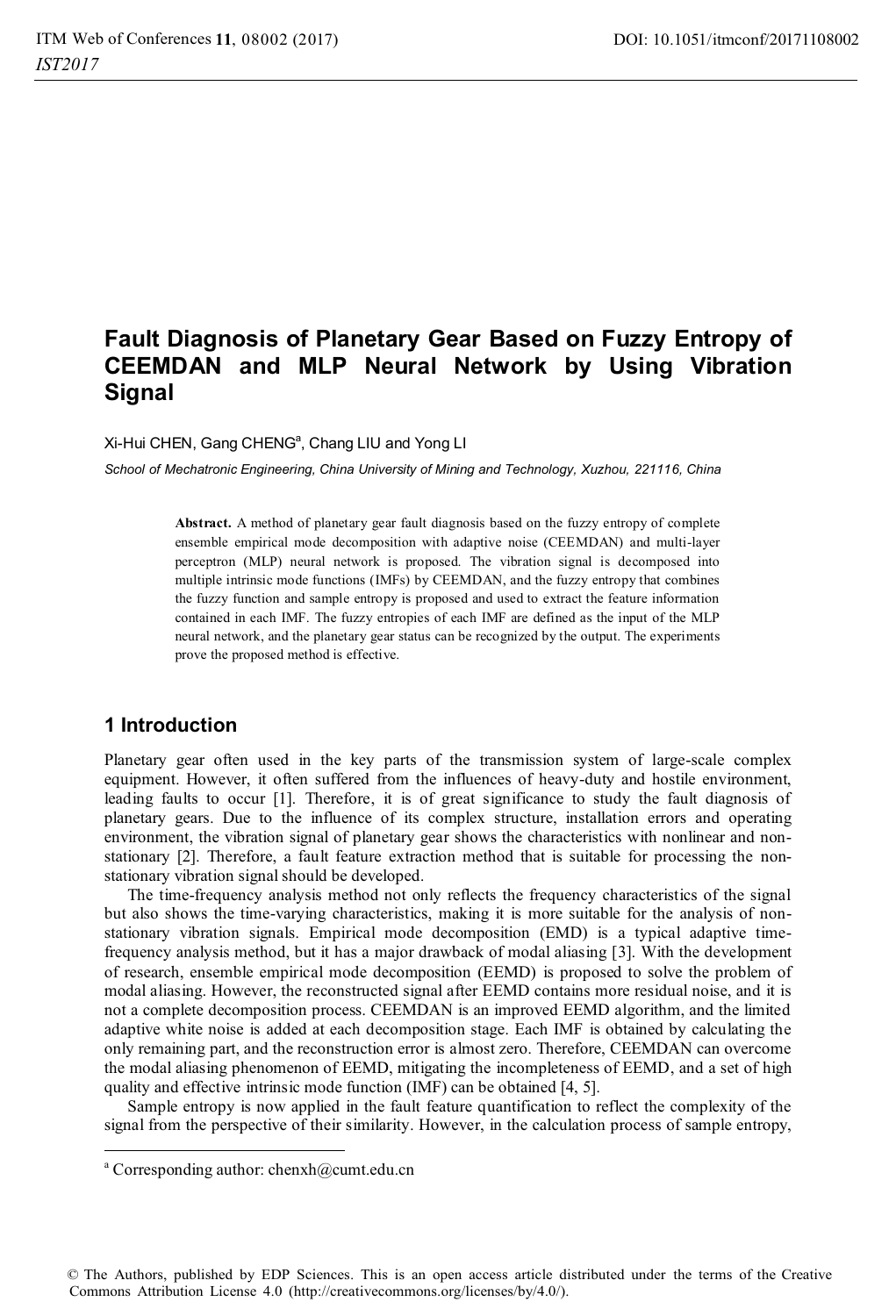# Fault Diagnosis of Planetary Gear Based on Fuzzy Entropy of CEEMDAN and MLP Neural Network by Using Vibration Signal

Xi-Hui CHEN, Gang CHENG[a], Chang LIU and Yong LI

*School of Mechatronic Engineering, China University of Mining and Technology, Xuzhou, 221116, China*

**Abstract.** A method of planetary gear fault diagnosis based on the fuzzy entropy of complete ensemble empirical mode decomposition with adaptive noise (CEEMDAN) and multi-layer perceptron (MLP) neural network is proposed. The vibration signal is decomposed into multiple intrinsic mode functions (IMFs) by CEEMDAN, and the fuzzy entropy that combines the fuzzy function and sample entropy is proposed and used to extract the feature information contained in each IMF. The fuzzy entropies of each IMF are defined as the input of the MLP neural network, and the planetary gear status can be recognized by the output. The experiments prove the proposed method is effective.

## 1 Introduction

Planetary gear often used in the key parts of the transmission system of large-scale complex equipment. However, it often suffered from the influences of heavy-duty and hostile environment, leading faults to occur [1]. Therefore, it is of great significance to study the fault diagnosis of planetary gears. Due to the influence of its complex structure, installation errors and operating environment, the vibration signal of planetary gear shows the characteristics with nonlinear and non-stationary [2]. Therefore, a fault feature extraction method that is suitable for processing the non-stationary vibration signal should be developed.

The time-frequency analysis method not only reflects the frequency characteristics of the signal but also shows the time-varying characteristics, making it is more suitable for the analysis of non-stationary vibration signals. Empirical mode decomposition (EMD) is a typical adaptive time-frequency analysis method, but it has a major drawback of modal aliasing [3]. With the development of research, ensemble empirical mode decomposition (EEMD) is proposed to solve the problem of modal aliasing. However, the reconstructed signal after EEMD contains more residual noise, and it is not a complete decomposition process. CEEMDAN is an improved EEMD algorithm, and the limited adaptive white noise is added at each decomposition stage. Each IMF is obtained by calculating the only remaining part, and the reconstruction error is almost zero. Therefore, CEEMDAN can overcome the modal aliasing phenomenon of EEMD, mitigating the incompleteness of EEMD, and a set of high quality and effective intrinsic mode function (IMF) can be obtained [4, 5].

Sample entropy is now applied in the fault feature quantification to reflect the complexity of the signal from the perspective of their similarity. However, in the calculation process of sample entropy,

[a] Corresponding author: chenxh@cumt.edu.cn

© The Authors, published by EDP Sciences. This is an open access article distributed under the terms of the Creative Commons Attribution License 4.0 (http://creativecommons.org/licenses/by/4.0/).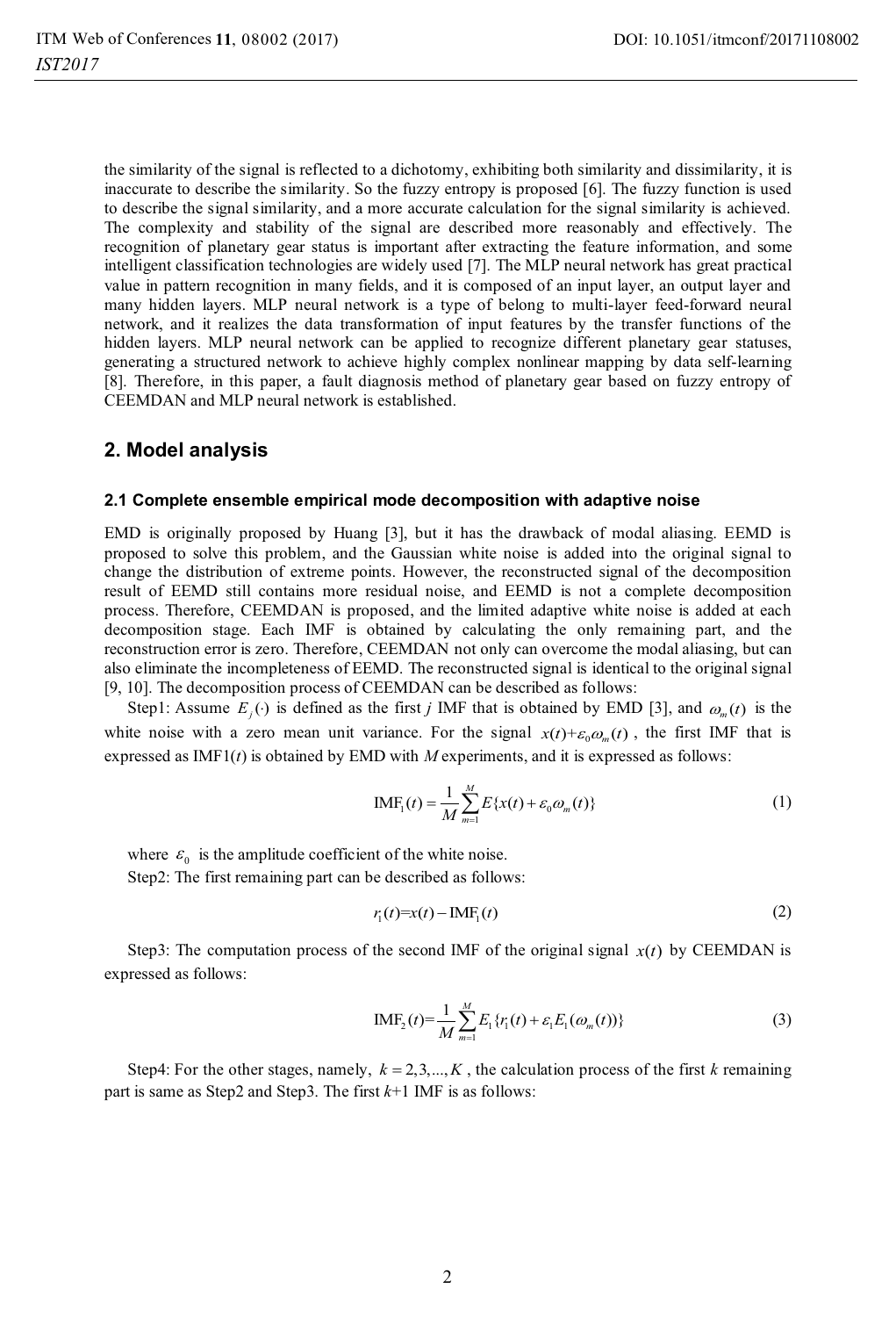the similarity of the signal is reflected to a dichotomy, exhibiting both similarity and dissimilarity, it is inaccurate to describe the similarity. So the fuzzy entropy is proposed [6]. The fuzzy function is used to describe the signal similarity, and a more accurate calculation for the signal similarity is achieved. The complexity and stability of the signal are described more reasonably and effectively. The recognition of planetary gear status is important after extracting the feature information, and some intelligent classification technologies are widely used [7]. The MLP neural network has great practical value in pattern recognition in many fields, and it is composed of an input layer, an output layer and many hidden layers. MLP neural network is a type of belong to multi-layer feed-forward neural network, and it realizes the data transformation of input features by the transfer functions of the hidden layers. MLP neural network can be applied to recognize different planetary gear statuses, generating a structured network to achieve highly complex nonlinear mapping by data self-learning [8]. Therefore, in this paper, a fault diagnosis method of planetary gear based on fuzzy entropy of CEEMDAN and MLP neural network is established.

## 2. Model analysis

### 2.1 Complete ensemble empirical mode decomposition with adaptive noise

EMD is originally proposed by Huang [3], but it has the drawback of modal aliasing. EEMD is proposed to solve this problem, and the Gaussian white noise is added into the original signal to change the distribution of extreme points. However, the reconstructed signal of the decomposition result of EEMD still contains more residual noise, and EEMD is not a complete decomposition process. Therefore, CEEMDAN is proposed, and the limited adaptive white noise is added at each decomposition stage. Each IMF is obtained by calculating the only remaining part, and the reconstruction error is zero. Therefore, CEEMDAN not only can overcome the modal aliasing, but can also eliminate the incompleteness of EEMD. The reconstructed signal is identical to the original signal [9, 10]. The decomposition process of CEEMDAN can be described as follows:

Step1: Assume $E_j(\cdot)$ is defined as the first $j$ IMF that is obtained by EMD [3], and $\omega_m(t)$ is the white noise with a zero mean unit variance. For the signal $x(t)+\varepsilon_0\omega_m(t)$, the first IMF that is expressed as IMF1($t$) is obtained by EMD with $M$ experiments, and it is expressed as follows:

$$\mathrm{IMF}_1(t)=\frac{1}{M}\sum_{m=1}^{M}E\{x(t)+\varepsilon_0\omega_m(t)\} \tag{1}$$

where $\varepsilon_0$ is the amplitude coefficient of the white noise.

Step2: The first remaining part can be described as follows:

$$r_1(t)=x(t)-\mathrm{IMF}_1(t) \tag{2}$$

Step3: The computation process of the second IMF of the original signal $x(t)$ by CEEMDAN is expressed as follows:

$$\mathrm{IMF}_2(t)=\frac{1}{M}\sum_{m=1}^{M}E_1\{r_1(t)+\varepsilon_1 E_1(\omega_m(t))\} \tag{3}$$

Step4: For the other stages, namely, $k=2,3,...,K$, the calculation process of the first $k$ remaining part is same as Step2 and Step3. The first $k$+1 IMF is as follows: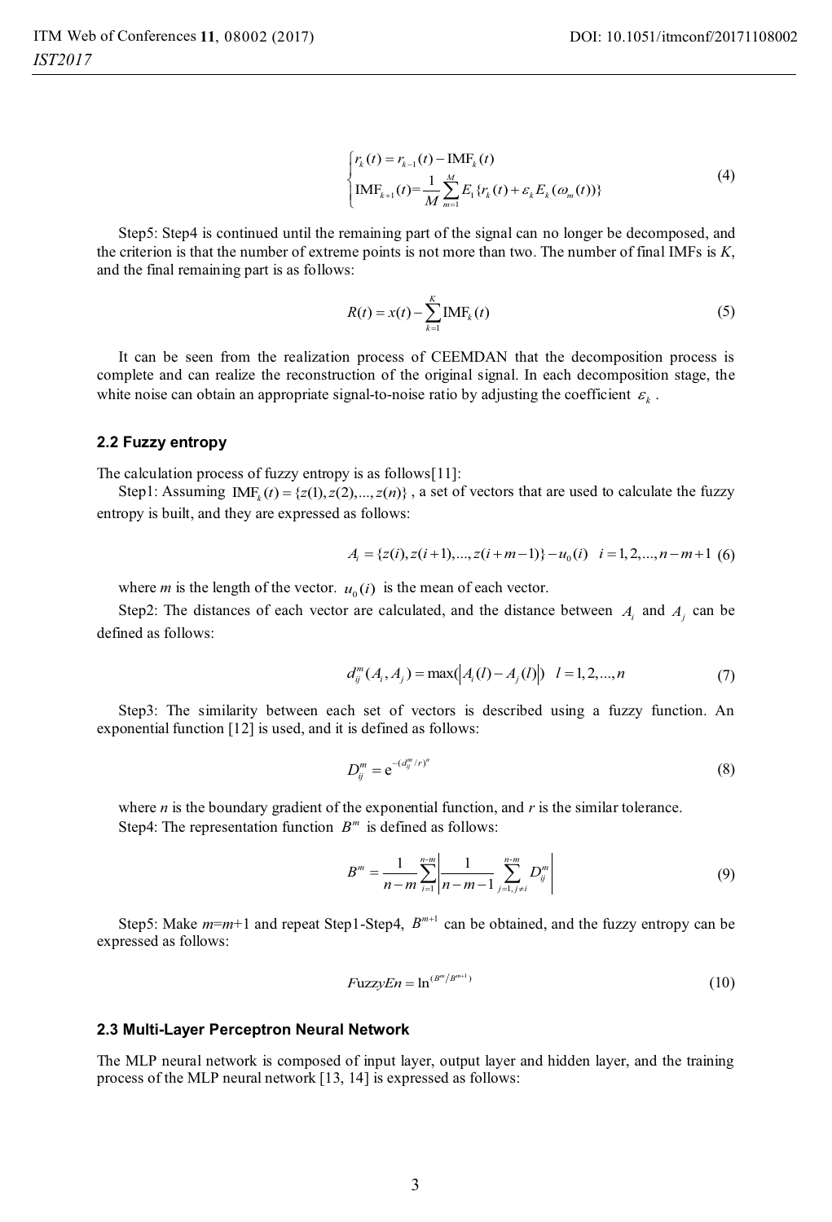$$
\begin{cases} r_k(t) = r_{k-1}(t) - \mathrm{IMF}_k(t) \\ \mathrm{IMF}_{k+1}(t) = \dfrac{1}{M}\sum_{m=1}^{M} E_1\{r_k(t) + \varepsilon_k E_k(\omega_m(t))\} \end{cases} \tag{4}
$$

Step5: Step4 is continued until the remaining part of the signal can no longer be decomposed, and the criterion is that the number of extreme points is not more than two. The number of final IMFs is $K$, and the final remaining part is as follows:

$$
R(t) = x(t) - \sum_{k=1}^{K} \mathrm{IMF}_k(t) \tag{5}
$$

It can be seen from the realization process of CEEMDAN that the decomposition process is complete and can realize the reconstruction of the original signal. In each decomposition stage, the white noise can obtain an appropriate signal-to-noise ratio by adjusting the coefficient $\varepsilon_k$.

### 2.2 Fuzzy entropy

The calculation process of fuzzy entropy is as follows[11]:

Step1: Assuming $\mathrm{IMF}_k(t) = \{z(1), z(2), ..., z(n)\}$, a set of vectors that are used to calculate the fuzzy entropy is built, and they are expressed as follows:

$$
A_i = \{z(i), z(i+1), ..., z(i+m-1)\} - u_0(i) \quad i = 1, 2, ..., n-m+1 \tag{6}
$$

where $m$ is the length of the vector. $u_0(i)$ is the mean of each vector.

Step2: The distances of each vector are calculated, and the distance between $A_i$ and $A_j$ can be defined as follows:

$$
d_{ij}^m(A_i, A_j) = \max(|A_i(l) - A_j(l)|) \quad l = 1, 2, ..., n \tag{7}
$$

Step3: The similarity between each set of vectors is described using a fuzzy function. An exponential function [12] is used, and it is defined as follows:

$$
D_{ij}^m = \mathrm{e}^{-(d_{ij}^m / r)^n} \tag{8}
$$

where $n$ is the boundary gradient of the exponential function, and $r$ is the similar tolerance.

Step4: The representation function $B^m$ is defined as follows:

$$
B^m = \frac{1}{n-m}\sum_{i=1}^{n-m}\left|\frac{1}{n-m-1}\sum_{j=1, j\neq i}^{n-m} D_{ij}^m\right| \tag{9}
$$

Step5: Make $m$=$m$+1 and repeat Step1-Step4, $B^{m+1}$ can be obtained, and the fuzzy entropy can be expressed as follows:

$$
FuzzyEn = \ln^{(B^m / B^{m+1})} \tag{10}
$$

### 2.3 Multi-Layer Perceptron Neural Network

The MLP neural network is composed of input layer, output layer and hidden layer, and the training process of the MLP neural network [13, 14] is expressed as follows: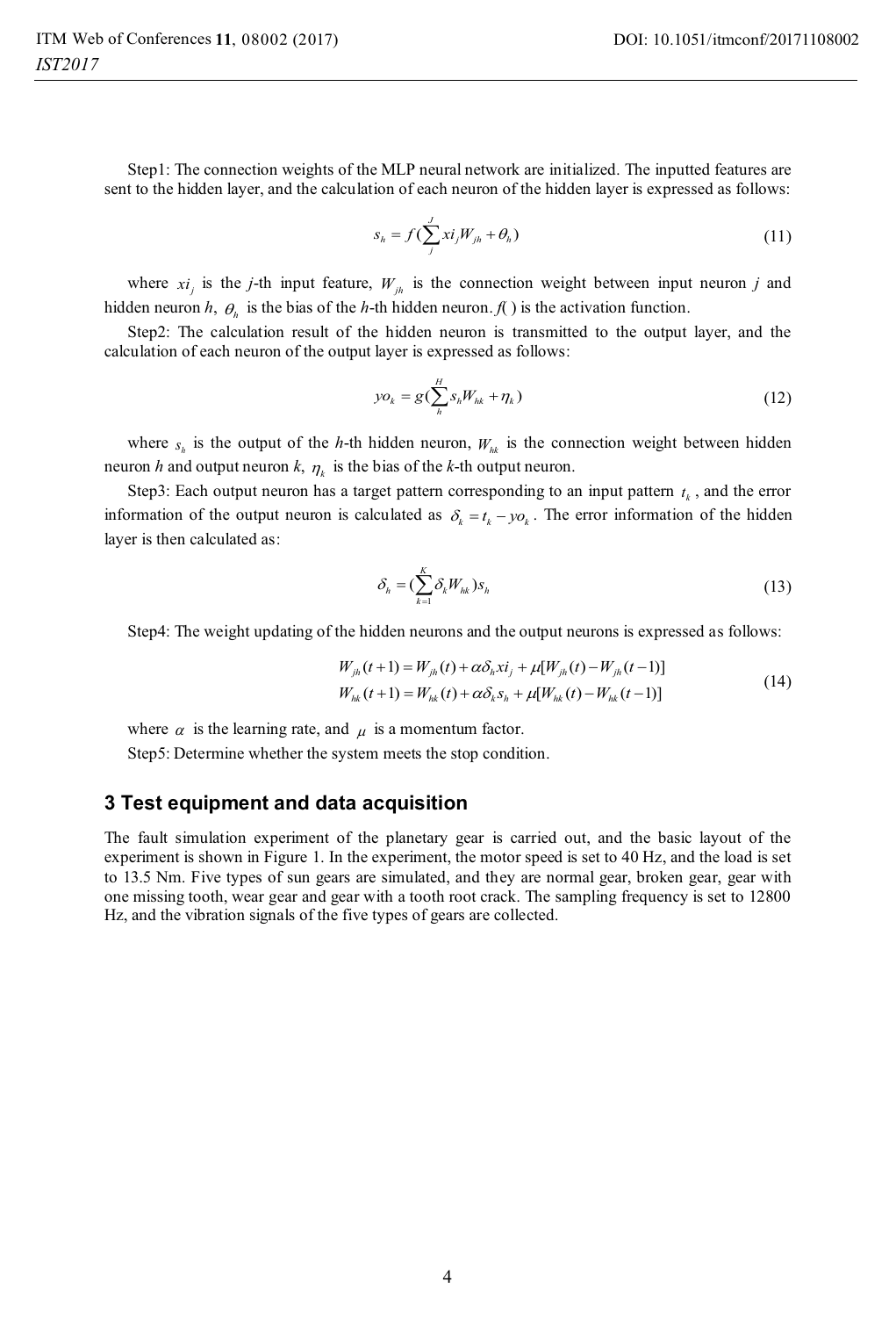Step1: The connection weights of the MLP neural network are initialized. The inputted features are sent to the hidden layer, and the calculation of each neuron of the hidden layer is expressed as follows:

$$s_h = f(\sum_{j}^{J} xi_j W_{jh} + \theta_h) \tag{11}$$

where $xi_j$ is the $j$-th input feature, $W_{jh}$ is the connection weight between input neuron $j$ and hidden neuron $h$, $\theta_h$ is the bias of the $h$-th hidden neuron. $f(\ )$ is the activation function.

Step2: The calculation result of the hidden neuron is transmitted to the output layer, and the calculation of each neuron of the output layer is expressed as follows:

$$yo_k = g(\sum_{h}^{H} s_h W_{hk} + \eta_k) \tag{12}$$

where $s_h$ is the output of the $h$-th hidden neuron, $W_{hk}$ is the connection weight between hidden neuron $h$ and output neuron $k$, $\eta_k$ is the bias of the $k$-th output neuron.

Step3: Each output neuron has a target pattern corresponding to an input pattern $t_k$, and the error information of the output neuron is calculated as $\delta_k = t_k - yo_k$. The error information of the hidden layer is then calculated as:

$$\delta_h = (\sum_{k=1}^{K} \delta_k W_{hk}) s_h \tag{13}$$

Step4: The weight updating of the hidden neurons and the output neurons is expressed as follows:

$$\begin{aligned} W_{jh}(t+1) &= W_{jh}(t) + \alpha \delta_h xi_j + \mu [W_{jh}(t) - W_{jh}(t-1)] \\ W_{hk}(t+1) &= W_{hk}(t) + \alpha \delta_k s_h + \mu [W_{hk}(t) - W_{hk}(t-1)] \end{aligned} \tag{14}$$

where $\alpha$ is the learning rate, and $\mu$ is a momentum factor.

Step5: Determine whether the system meets the stop condition.

## 3 Test equipment and data acquisition

The fault simulation experiment of the planetary gear is carried out, and the basic layout of the experiment is shown in Figure 1. In the experiment, the motor speed is set to 40 Hz, and the load is set to 13.5 Nm. Five types of sun gears are simulated, and they are normal gear, broken gear, gear with one missing tooth, wear gear and gear with a tooth root crack. The sampling frequency is set to 12800 Hz, and the vibration signals of the five types of gears are collected.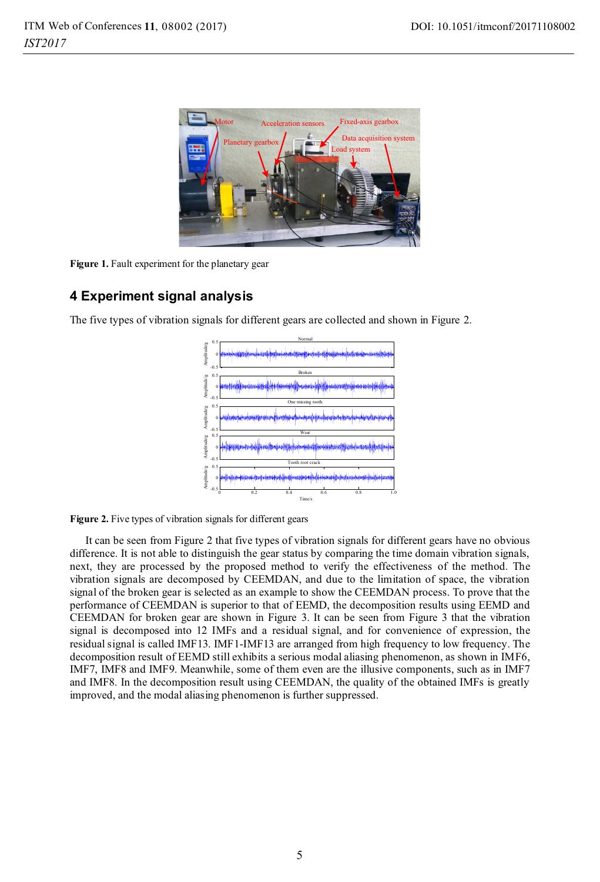Figure 1. Fault experiment for the planetary gear

## 4 Experiment signal analysis

The five types of vibration signals for different gears are collected and shown in Figure 2.

Figure 2. Five types of vibration signals for different gears

It can be seen from Figure 2 that five types of vibration signals for different gears have no obvious difference. It is not able to distinguish the gear status by comparing the time domain vibration signals, next, they are processed by the proposed method to verify the effectiveness of the method. The vibration signals are decomposed by CEEMDAN, and due to the limitation of space, the vibration signal of the broken gear is selected as an example to show the CEEMDAN process. To prove that the performance of CEEMDAN is superior to that of EEMD, the decomposition results using EEMD and CEEMDAN for broken gear are shown in Figure 3. It can be seen from Figure 3 that the vibration signal is decomposed into 12 IMFs and a residual signal, and for convenience of expression, the residual signal is called IMF13. IMF1-IMF13 are arranged from high frequency to low frequency. The decomposition result of EEMD still exhibits a serious modal aliasing phenomenon, as shown in IMF6, IMF7, IMF8 and IMF9. Meanwhile, some of them even are the illusive components, such as in IMF7 and IMF8. In the decomposition result using CEEMDAN, the quality of the obtained IMFs is greatly improved, and the modal aliasing phenomenon is further suppressed.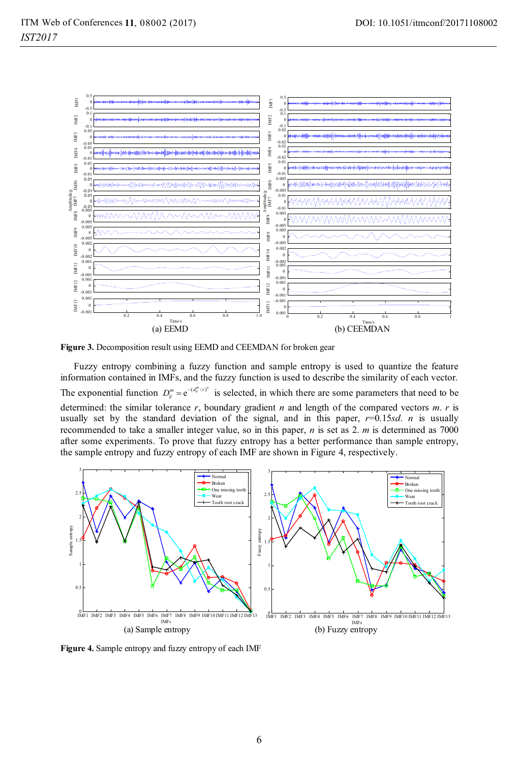(a) EEMD

(b) CEEMDAN

**Figure 3.** Decomposition result using EEMD and CEEMDAN for broken gear

Fuzzy entropy combining a fuzzy function and sample entropy is used to quantize the feature information contained in IMFs, and the fuzzy function is used to describe the similarity of each vector. The exponential function $D_{ij}^{m} = e^{-(d_{ij}^{m}/r)^{n}}$ is selected, in which there are some parameters that need to be determined: the similar tolerance $r$, boundary gradient $n$ and length of the compared vectors $m$. $r$ is usually set by the standard deviation of the signal, and in this paper, $r$=0.15$sd$. $n$ is usually recommended to take a smaller integer value, so in this paper, $n$ is set as 2. $m$ is determined as 7000 after some experiments. To prove that fuzzy entropy has a better performance than sample entropy, the sample entropy and fuzzy entropy of each IMF are shown in Figure 4, respectively.

(a) Sample entropy

(b) Fuzzy entropy

**Figure 4.** Sample entropy and fuzzy entropy of each IMF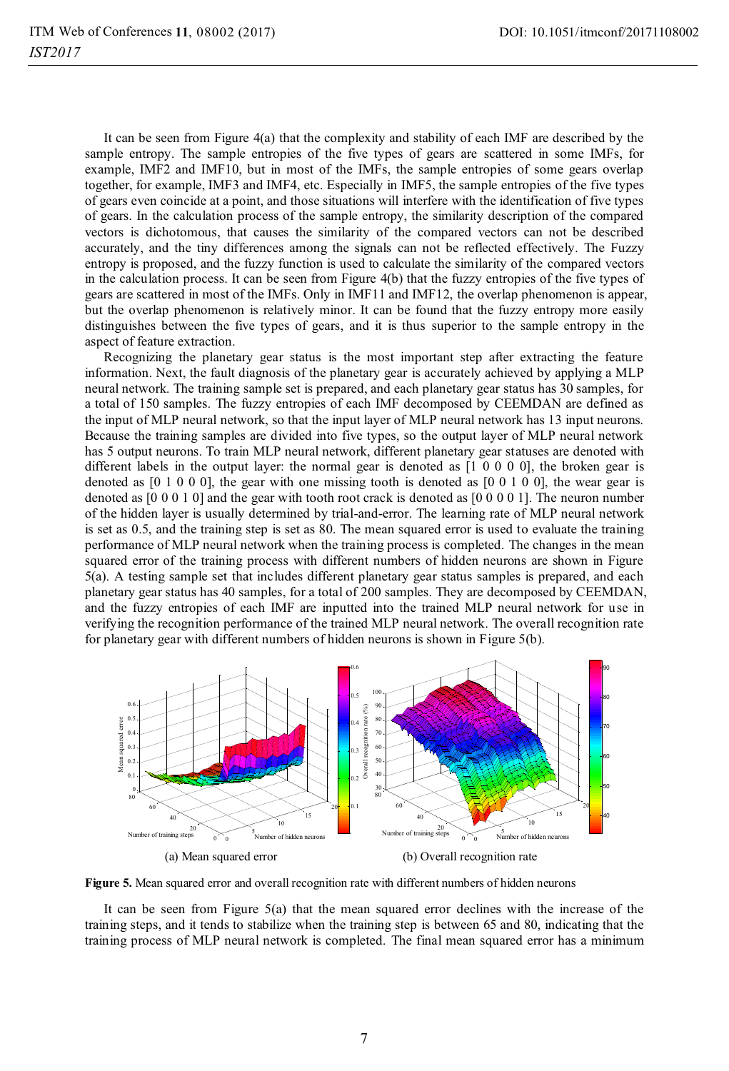It can be seen from Figure 4(a) that the complexity and stability of each IMF are described by the sample entropy. The sample entropies of the five types of gears are scattered in some IMFs, for example, IMF2 and IMF10, but in most of the IMFs, the sample entropies of some gears overlap together, for example, IMF3 and IMF4, etc. Especially in IMF5, the sample entropies of the five types of gears even coincide at a point, and those situations will interfere with the identification of five types of gears. In the calculation process of the sample entropy, the similarity description of the compared vectors is dichotomous, that causes the similarity of the compared vectors can not be described accurately, and the tiny differences among the signals can not be reflected effectively. The Fuzzy entropy is proposed, and the fuzzy function is used to calculate the similarity of the compared vectors in the calculation process. It can be seen from Figure 4(b) that the fuzzy entropies of the five types of gears are scattered in most of the IMFs. Only in IMF11 and IMF12, the overlap phenomenon is appear, but the overlap phenomenon is relatively minor. It can be found that the fuzzy entropy more easily distinguishes between the five types of gears, and it is thus superior to the sample entropy in the aspect of feature extraction.

Recognizing the planetary gear status is the most important step after extracting the feature information. Next, the fault diagnosis of the planetary gear is accurately achieved by applying a MLP neural network. The training sample set is prepared, and each planetary gear status has 30 samples, for a total of 150 samples. The fuzzy entropies of each IMF decomposed by CEEMDAN are defined as the input of MLP neural network, so that the input layer of MLP neural network has 13 input neurons. Because the training samples are divided into five types, so the output layer of MLP neural network has 5 output neurons. To train MLP neural network, different planetary gear statuses are denoted with different labels in the output layer: the normal gear is denoted as [1 0 0 0 0], the broken gear is denoted as [0 1 0 0 0], the gear with one missing tooth is denoted as [0 0 1 0 0], the wear gear is denoted as [0 0 0 1 0] and the gear with tooth root crack is denoted as [0 0 0 0 1]. The neuron number of the hidden layer is usually determined by trial-and-error. The learning rate of MLP neural network is set as 0.5, and the training step is set as 80. The mean squared error is used to evaluate the training performance of MLP neural network when the training process is completed. The changes in the mean squared error of the training process with different numbers of hidden neurons are shown in Figure 5(a). A testing sample set that includes different planetary gear status samples is prepared, and each planetary gear status has 40 samples, for a total of 200 samples. They are decomposed by CEEMDAN, and the fuzzy entropies of each IMF are inputted into the trained MLP neural network for use in verifying the recognition performance of the trained MLP neural network. The overall recognition rate for planetary gear with different numbers of hidden neurons is shown in Figure 5(b).

(a) Mean squared error (b) Overall recognition rate

**Figure 5.** Mean squared error and overall recognition rate with different numbers of hidden neurons

It can be seen from Figure 5(a) that the mean squared error declines with the increase of the training steps, and it tends to stabilize when the training step is between 65 and 80, indicating that the training process of MLP neural network is completed. The final mean squared error has a minimum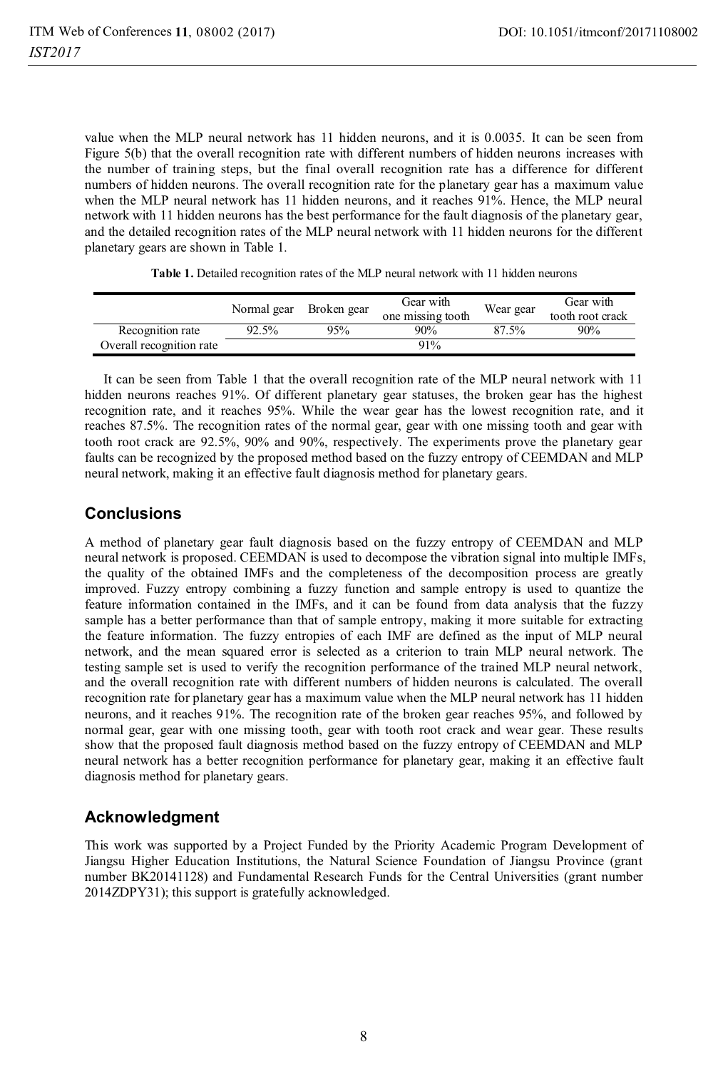value when the MLP neural network has 11 hidden neurons, and it is 0.0035. It can be seen from Figure 5(b) that the overall recognition rate with different numbers of hidden neurons increases with the number of training steps, but the final overall recognition rate has a difference for different numbers of hidden neurons. The overall recognition rate for the planetary gear has a maximum value when the MLP neural network has 11 hidden neurons, and it reaches 91%. Hence, the MLP neural network with 11 hidden neurons has the best performance for the fault diagnosis of the planetary gear, and the detailed recognition rates of the MLP neural network with 11 hidden neurons for the different planetary gears are shown in Table 1.

**Table 1.** Detailed recognition rates of the MLP neural network with 11 hidden neurons

| | Normal gear | Broken gear | Gear with one missing tooth | Wear gear | Gear with tooth root crack |
|---|---|---|---|---|---|
| Recognition rate | 92.5% | 95% | 90% | 87.5% | 90% |
| Overall recognition rate | | | 91% | | |

It can be seen from Table 1 that the overall recognition rate of the MLP neural network with 11 hidden neurons reaches 91%. Of different planetary gear statuses, the broken gear has the highest recognition rate, and it reaches 95%. While the wear gear has the lowest recognition rate, and it reaches 87.5%. The recognition rates of the normal gear, gear with one missing tooth and gear with tooth root crack are 92.5%, 90% and 90%, respectively. The experiments prove the planetary gear faults can be recognized by the proposed method based on the fuzzy entropy of CEEMDAN and MLP neural network, making it an effective fault diagnosis method for planetary gears.

## Conclusions

A method of planetary gear fault diagnosis based on the fuzzy entropy of CEEMDAN and MLP neural network is proposed. CEEMDAN is used to decompose the vibration signal into multiple IMFs, the quality of the obtained IMFs and the completeness of the decomposition process are greatly improved. Fuzzy entropy combining a fuzzy function and sample entropy is used to quantize the feature information contained in the IMFs, and it can be found from data analysis that the fuzzy sample has a better performance than that of sample entropy, making it more suitable for extracting the feature information. The fuzzy entropies of each IMF are defined as the input of MLP neural network, and the mean squared error is selected as a criterion to train MLP neural network. The testing sample set is used to verify the recognition performance of the trained MLP neural network, and the overall recognition rate with different numbers of hidden neurons is calculated. The overall recognition rate for planetary gear has a maximum value when the MLP neural network has 11 hidden neurons, and it reaches 91%. The recognition rate of the broken gear reaches 95%, and followed by normal gear, gear with one missing tooth, gear with tooth root crack and wear gear. These results show that the proposed fault diagnosis method based on the fuzzy entropy of CEEMDAN and MLP neural network has a better recognition performance for planetary gear, making it an effective fault diagnosis method for planetary gears.

## Acknowledgment

This work was supported by a Project Funded by the Priority Academic Program Development of Jiangsu Higher Education Institutions, the Natural Science Foundation of Jiangsu Province (grant number BK20141128) and Fundamental Research Funds for the Central Universities (grant number 2014ZDPY31); this support is gratefully acknowledged.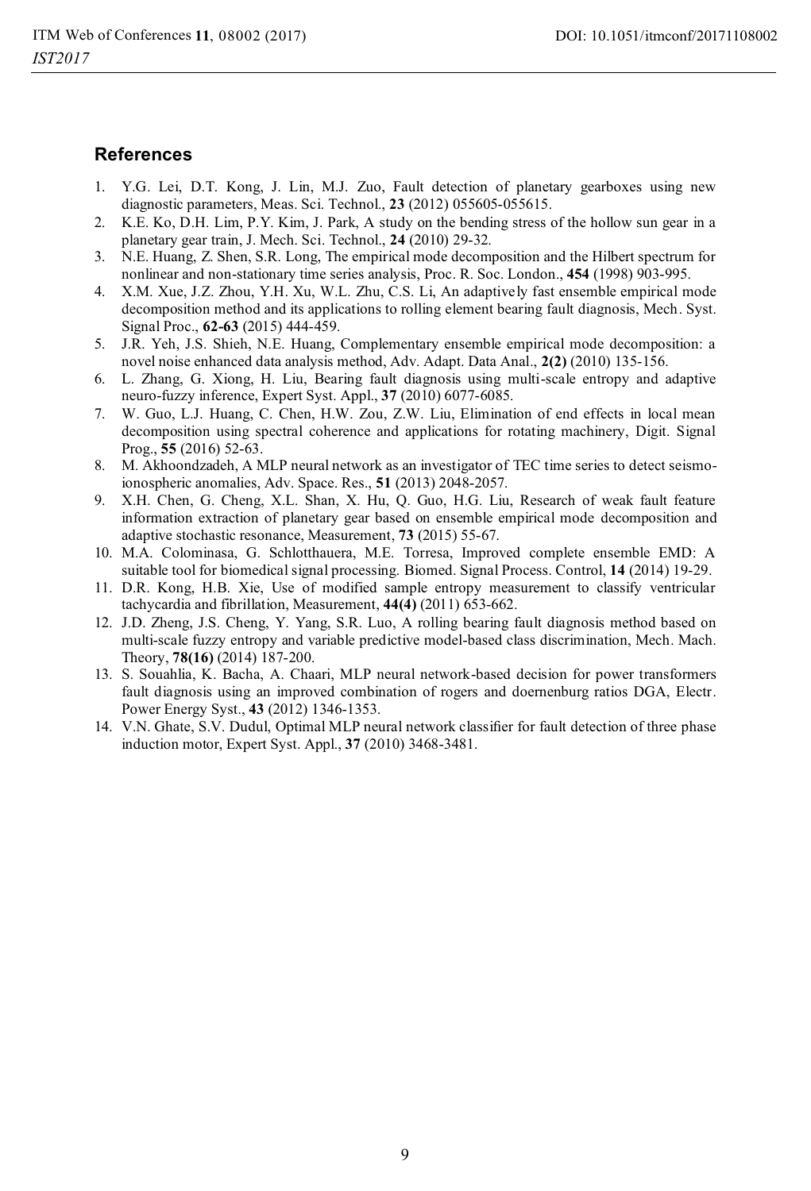## References

1. Y.G. Lei, D.T. Kong, J. Lin, M.J. Zuo, Fault detection of planetary gearboxes using new diagnostic parameters, Meas. Sci. Technol., **23** (2012) 055605-055615.
2. K.E. Ko, D.H. Lim, P.Y. Kim, J. Park, A study on the bending stress of the hollow sun gear in a planetary gear train, J. Mech. Sci. Technol., **24** (2010) 29-32.
3. N.E. Huang, Z. Shen, S.R. Long, The empirical mode decomposition and the Hilbert spectrum for nonlinear and non-stationary time series analysis, Proc. R. Soc. London., **454** (1998) 903-995.
4. X.M. Xue, J.Z. Zhou, Y.H. Xu, W.L. Zhu, C.S. Li, An adaptively fast ensemble empirical mode decomposition method and its applications to rolling element bearing fault diagnosis, Mech. Syst. Signal Proc., **62-63** (2015) 444-459.
5. J.R. Yeh, J.S. Shieh, N.E. Huang, Complementary ensemble empirical mode decomposition: a novel noise enhanced data analysis method, Adv. Adapt. Data Anal., **2(2)** (2010) 135-156.
6. L. Zhang, G. Xiong, H. Liu, Bearing fault diagnosis using multi-scale entropy and adaptive neuro-fuzzy inference, Expert Syst. Appl., **37** (2010) 6077-6085.
7. W. Guo, L.J. Huang, C. Chen, H.W. Zou, Z.W. Liu, Elimination of end effects in local mean decomposition using spectral coherence and applications for rotating machinery, Digit. Signal Prog., **55** (2016) 52-63.
8. M. Akhoondzadeh, A MLP neural network as an investigator of TEC time series to detect seismo-ionospheric anomalies, Adv. Space. Res., **51** (2013) 2048-2057.
9. X.H. Chen, G. Cheng, X.L. Shan, X. Hu, Q. Guo, H.G. Liu, Research of weak fault feature information extraction of planetary gear based on ensemble empirical mode decomposition and adaptive stochastic resonance, Measurement, **73** (2015) 55-67.
10. M.A. Colominasa, G. Schlotthauera, M.E. Torresa, Improved complete ensemble EMD: A suitable tool for biomedical signal processing. Biomed. Signal Process. Control, **14** (2014) 19-29.
11. D.R. Kong, H.B. Xie, Use of modified sample entropy measurement to classify ventricular tachycardia and fibrillation, Measurement, **44(4)** (2011) 653-662.
12. J.D. Zheng, J.S. Cheng, Y. Yang, S.R. Luo, A rolling bearing fault diagnosis method based on multi-scale fuzzy entropy and variable predictive model-based class discrimination, Mech. Mach. Theory, **78(16)** (2014) 187-200.
13. S. Souahlia, K. Bacha, A. Chaari, MLP neural network-based decision for power transformers fault diagnosis using an improved combination of rogers and doernenburg ratios DGA, Electr. Power Energy Syst., **43** (2012) 1346-1353.
14. V.N. Ghate, S.V. Dudul, Optimal MLP neural network classifier for fault detection of three phase induction motor, Expert Syst. Appl., **37** (2010) 3468-3481.